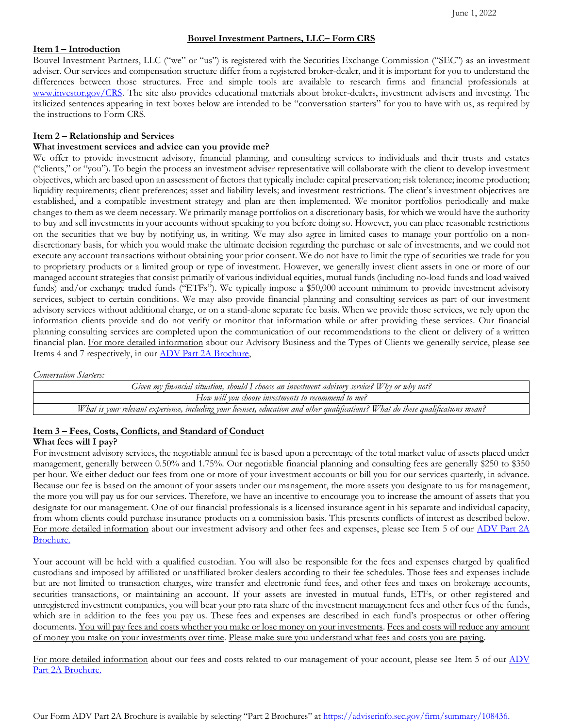June 1, 2022

# Bouvel Investment Partners, LLC– Form CRS

## Item 1 – Introduction

Bouvel Investment Partners, LLC ("we" or "us") is registered with the Securities Exchange Commission ("SEC") as an investment adviser. Our services and compensation structure differ from a registered broker-dealer, and it is important for you to understand the differences between those structures. Free and simple tools are available to research firms and financial professionals at www.investor.gov/CRS. The site also provides educational materials about broker-dealers, investment advisers and investing. The italicized sentences appearing in text boxes below are intended to be "conversation starters" for you to have with us, as required by the instructions to Form CRS.

## Item 2 – Relationship and Services

**What investment services and advice can you provide me?**

We offer to provide investment advisory, financial planning, and consulting services to individuals and their trusts and estates ("clients," or "you"). To begin the process an investment adviser representative will collaborate with the client to develop investment objectives, which are based upon an assessment of factors that typically include: capital preservation; risk tolerance; income production; liquidity requirements; client preferences; asset and liability levels; and investment restrictions. The client's investment objectives are established, and a compatible investment strategy and plan are then implemented. We monitor portfolios periodically and make changes to them as we deem necessary. We primarily manage portfolios on a discretionary basis, for which we would have the authority to buy and sell investments in your accounts without speaking to you before doing so. However, you can place reasonable restrictions on the securities that we buy by notifying us, in writing. We may also agree in limited cases to manage your portfolio on a non-discretionary basis, for which you would make the ultimate decision regarding the purchase or sale of investments, and we could not execute any account transactions without obtaining your prior consent. We do not have to limit the type of securities we trade for you to proprietary products or a limited group or type of investment. However, we generally invest client assets in one or more of our managed account strategies that consist primarily of various individual equities, mutual funds (including no-load funds and load waived funds) and/or exchange traded funds ("ETFs"). We typically impose a $50,000 account minimum to provide investment advisory services, subject to certain conditions. We may also provide financial planning and consulting services as part of our investment advisory services without additional charge, or on a stand-alone separate fee basis. When we provide those services, we rely upon the information clients provide and do not verify or monitor that information while or after providing these services. Our financial planning consulting services are completed upon the communication of our recommendations to the client or delivery of a written financial plan. For more detailed information about our Advisory Business and the Types of Clients we generally service, please see Items 4 and 7 respectively, in our ADV Part 2A Brochure,

*Conversation Starters:*

| *Given my financial situation, should I choose an investment advisory service? Why or why not?* |
|---|
| *How will you choose investments to recommend to me?* |
| *What is your relevant experience, including your licenses, education and other qualifications? What do these qualifications mean?* |

## Item 3 – Fees, Costs, Conflicts, and Standard of Conduct

**What fees will I pay?**

For investment advisory services, the negotiable annual fee is based upon a percentage of the total market value of assets placed under management, generally between 0.50% and 1.75%. Our negotiable financial planning and consulting fees are generally $250 to $350 per hour. We either deduct our fees from one or more of your investment accounts or bill you for our services quarterly, in advance. Because our fee is based on the amount of your assets under our management, the more assets you designate to us for management, the more you will pay us for our services. Therefore, we have an incentive to encourage you to increase the amount of assets that you designate for our management. One of our financial professionals is a licensed insurance agent in his separate and individual capacity, from whom clients could purchase insurance products on a commission basis. This presents conflicts of interest as described below. For more detailed information about our investment advisory and other fees and expenses, please see Item 5 of our ADV Part 2A Brochure.

Your account will be held with a qualified custodian. You will also be responsible for the fees and expenses charged by qualified custodians and imposed by affiliated or unaffiliated broker dealers according to their fee schedules. Those fees and expenses include but are not limited to transaction charges, wire transfer and electronic fund fees, and other fees and taxes on brokerage accounts, securities transactions, or maintaining an account. If your assets are invested in mutual funds, ETFs, or other registered and unregistered investment companies, you will bear your pro rata share of the investment management fees and other fees of the funds, which are in addition to the fees you pay us. These fees and expenses are described in each fund's prospectus or other offering documents. You will pay fees and costs whether you make or lose money on your investments. Fees and costs will reduce any amount of money you make on your investments over time. Please make sure you understand what fees and costs you are paying.

For more detailed information about our fees and costs related to our management of your account, please see Item 5 of our ADV Part 2A Brochure.

Our Form ADV Part 2A Brochure is available by selecting "Part 2 Brochures" at https://adviserinfo.sec.gov/firm/summary/108436.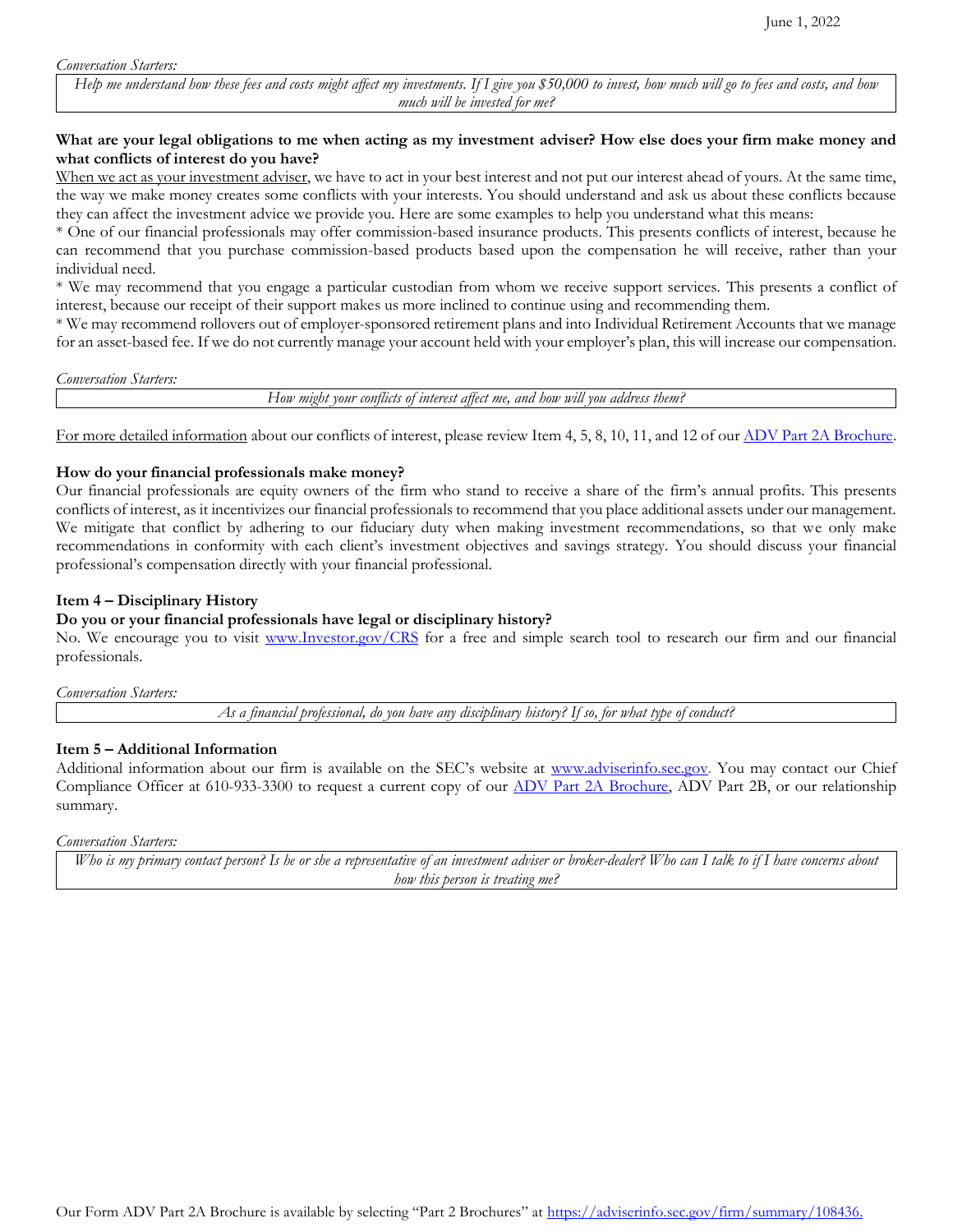June 1, 2022

*Conversation Starters:*

| |
|---|
| *Help me understand how these fees and costs might affect my investments. If I give you $50,000 to invest, how much will go to fees and costs, and how much will be invested for me?* |

**What are your legal obligations to me when acting as my investment adviser? How else does your firm make money and what conflicts of interest do you have?**

When we act as your investment adviser, we have to act in your best interest and not put our interest ahead of yours. At the same time, the way we make money creates some conflicts with your interests. You should understand and ask us about these conflicts because they can affect the investment advice we provide you. Here are some examples to help you understand what this means:

* One of our financial professionals may offer commission-based insurance products. This presents conflicts of interest, because he can recommend that you purchase commission-based products based upon the compensation he will receive, rather than your individual need.
* We may recommend that you engage a particular custodian from whom we receive support services. This presents a conflict of interest, because our receipt of their support makes us more inclined to continue using and recommending them.
* We may recommend rollovers out of employer-sponsored retirement plans and into Individual Retirement Accounts that we manage for an asset-based fee. If we do not currently manage your account held with your employer's plan, this will increase our compensation.

*Conversation Starters:*

| |
|---|
| *How might your conflicts of interest affect me, and how will you address them?* |

For more detailed information about our conflicts of interest, please review Item 4, 5, 8, 10, 11, and 12 of our ADV Part 2A Brochure.

**How do your financial professionals make money?**

Our financial professionals are equity owners of the firm who stand to receive a share of the firm's annual profits. This presents conflicts of interest, as it incentivizes our financial professionals to recommend that you place additional assets under our management. We mitigate that conflict by adhering to our fiduciary duty when making investment recommendations, so that we only make recommendations in conformity with each client's investment objectives and savings strategy. You should discuss your financial professional's compensation directly with your financial professional.

**Item 4 – Disciplinary History**

**Do you or your financial professionals have legal or disciplinary history?**

No. We encourage you to visit www.Investor.gov/CRS for a free and simple search tool to research our firm and our financial professionals.

*Conversation Starters:*

| |
|---|
| *As a financial professional, do you have any disciplinary history? If so, for what type of conduct?* |

**Item 5 – Additional Information**

Additional information about our firm is available on the SEC's website at www.adviserinfo.sec.gov. You may contact our Chief Compliance Officer at 610-933-3300 to request a current copy of our ADV Part 2A Brochure, ADV Part 2B, or our relationship summary.

*Conversation Starters:*

| |
|---|
| *Who is my primary contact person? Is he or she a representative of an investment adviser or broker-dealer? Who can I talk to if I have concerns about how this person is treating me?* |

Our Form ADV Part 2A Brochure is available by selecting "Part 2 Brochures" at https://adviserinfo.sec.gov/firm/summary/108436.